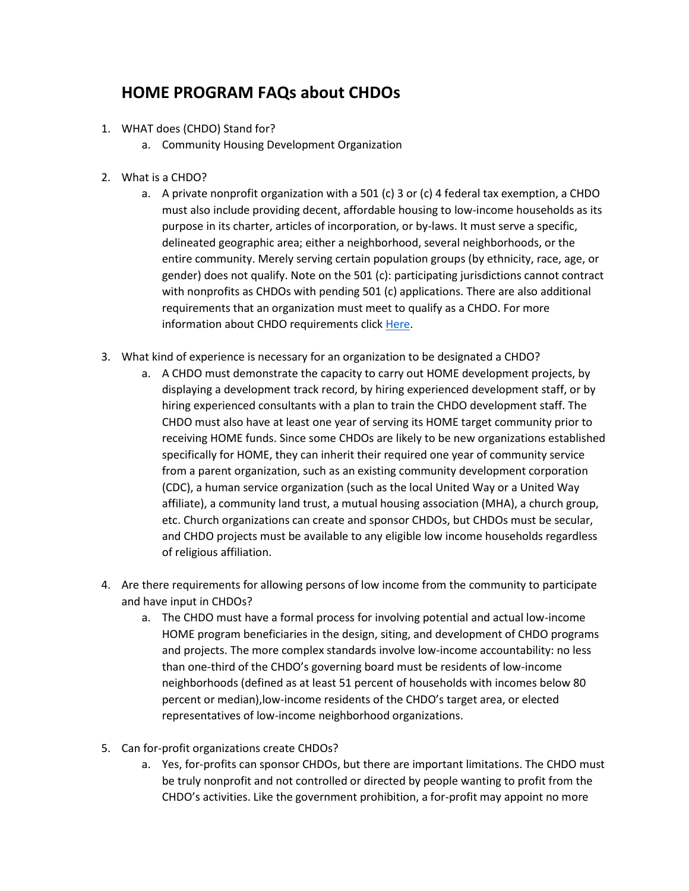# HOME PROGRAM FAQs about CHDOs

1. WHAT does (CHDO) Stand for?
   a. Community Housing Development Organization

2. What is a CHDO?
   a. A private nonprofit organization with a 501 (c) 3 or (c) 4 federal tax exemption, a CHDO must also include providing decent, affordable housing to low-income households as its purpose in its charter, articles of incorporation, or by-laws. It must serve a specific, delineated geographic area; either a neighborhood, several neighborhoods, or the entire community. Merely serving certain population groups (by ethnicity, race, age, or gender) does not qualify. Note on the 501 (c): participating jurisdictions cannot contract with nonprofits as CHDOs with pending 501 (c) applications. There are also additional requirements that an organization must meet to qualify as a CHDO. For more information about CHDO requirements click Here.

3. What kind of experience is necessary for an organization to be designated a CHDO?
   a. A CHDO must demonstrate the capacity to carry out HOME development projects, by displaying a development track record, by hiring experienced development staff, or by hiring experienced consultants with a plan to train the CHDO development staff. The CHDO must also have at least one year of serving its HOME target community prior to receiving HOME funds. Since some CHDOs are likely to be new organizations established specifically for HOME, they can inherit their required one year of community service from a parent organization, such as an existing community development corporation (CDC), a human service organization (such as the local United Way or a United Way affiliate), a community land trust, a mutual housing association (MHA), a church group, etc. Church organizations can create and sponsor CHDOs, but CHDOs must be secular, and CHDO projects must be available to any eligible low income households regardless of religious affiliation.

4. Are there requirements for allowing persons of low income from the community to participate and have input in CHDOs?
   a. The CHDO must have a formal process for involving potential and actual low-income HOME program beneficiaries in the design, siting, and development of CHDO programs and projects. The more complex standards involve low-income accountability: no less than one-third of the CHDO's governing board must be residents of low-income neighborhoods (defined as at least 51 percent of households with incomes below 80 percent or median),low-income residents of the CHDO's target area, or elected representatives of low-income neighborhood organizations.

5. Can for-profit organizations create CHDOs?
   a. Yes, for-profits can sponsor CHDOs, but there are important limitations. The CHDO must be truly nonprofit and not controlled or directed by people wanting to profit from the CHDO's activities. Like the government prohibition, a for-profit may appoint no more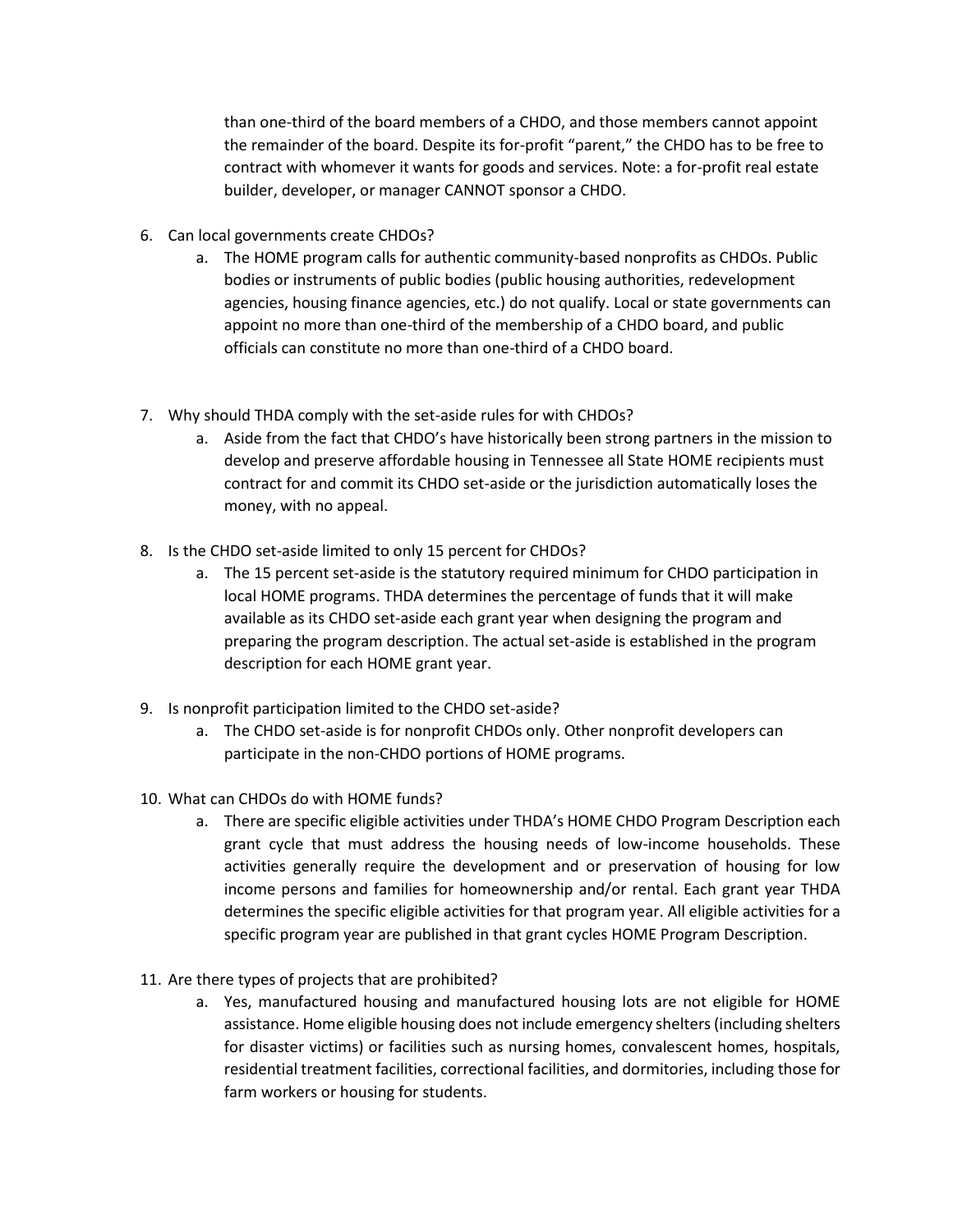than one-third of the board members of a CHDO, and those members cannot appoint the remainder of the board. Despite its for-profit "parent," the CHDO has to be free to contract with whomever it wants for goods and services. Note: a for-profit real estate builder, developer, or manager CANNOT sponsor a CHDO.

6. Can local governments create CHDOs?
   a. The HOME program calls for authentic community-based nonprofits as CHDOs. Public bodies or instruments of public bodies (public housing authorities, redevelopment agencies, housing finance agencies, etc.) do not qualify. Local or state governments can appoint no more than one-third of the membership of a CHDO board, and public officials can constitute no more than one-third of a CHDO board.

7. Why should THDA comply with the set-aside rules for with CHDOs?
   a. Aside from the fact that CHDO's have historically been strong partners in the mission to develop and preserve affordable housing in Tennessee all State HOME recipients must contract for and commit its CHDO set-aside or the jurisdiction automatically loses the money, with no appeal.

8. Is the CHDO set-aside limited to only 15 percent for CHDOs?
   a. The 15 percent set-aside is the statutory required minimum for CHDO participation in local HOME programs. THDA determines the percentage of funds that it will make available as its CHDO set-aside each grant year when designing the program and preparing the program description. The actual set-aside is established in the program description for each HOME grant year.

9. Is nonprofit participation limited to the CHDO set-aside?
   a. The CHDO set-aside is for nonprofit CHDOs only. Other nonprofit developers can participate in the non-CHDO portions of HOME programs.

10. What can CHDOs do with HOME funds?
    a. There are specific eligible activities under THDA's HOME CHDO Program Description each grant cycle that must address the housing needs of low-income households. These activities generally require the development and or preservation of housing for low income persons and families for homeownership and/or rental. Each grant year THDA determines the specific eligible activities for that program year. All eligible activities for a specific program year are published in that grant cycles HOME Program Description.

11. Are there types of projects that are prohibited?
    a. Yes, manufactured housing and manufactured housing lots are not eligible for HOME assistance. Home eligible housing does not include emergency shelters (including shelters for disaster victims) or facilities such as nursing homes, convalescent homes, hospitals, residential treatment facilities, correctional facilities, and dormitories, including those for farm workers or housing for students.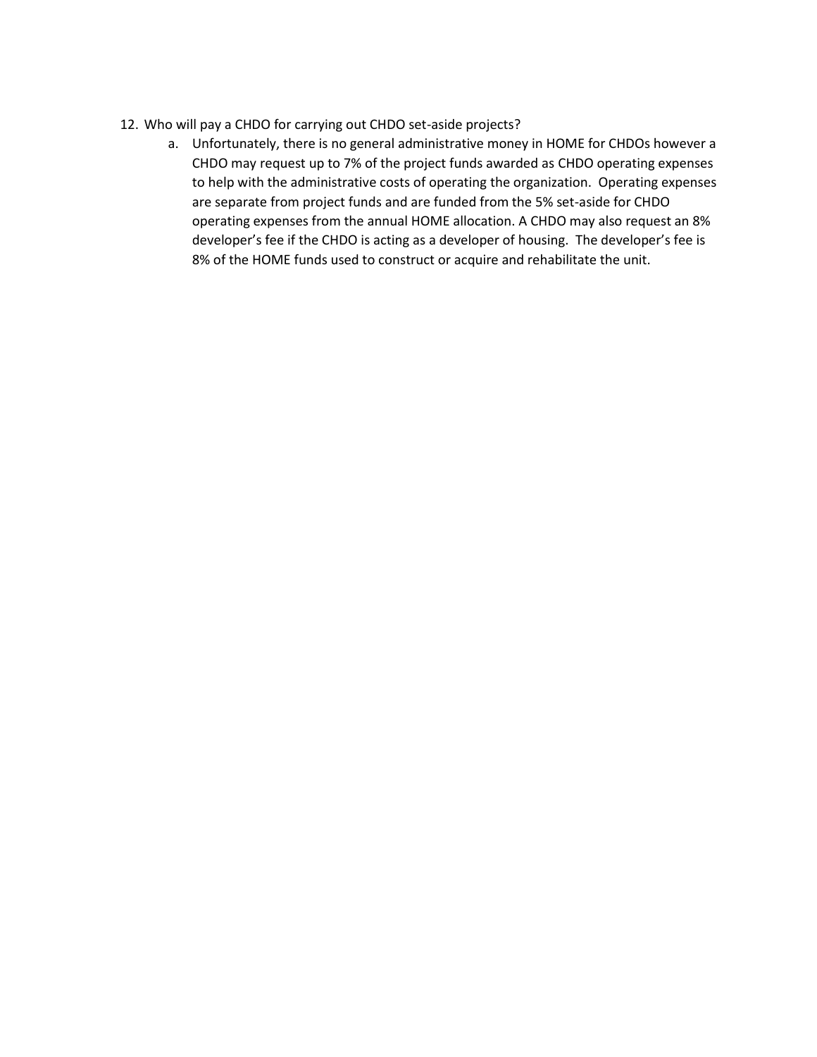12. Who will pay a CHDO for carrying out CHDO set-aside projects?
    a. Unfortunately, there is no general administrative money in HOME for CHDOs however a CHDO may request up to 7% of the project funds awarded as CHDO operating expenses to help with the administrative costs of operating the organization. Operating expenses are separate from project funds and are funded from the 5% set-aside for CHDO operating expenses from the annual HOME allocation. A CHDO may also request an 8% developer's fee if the CHDO is acting as a developer of housing. The developer's fee is 8% of the HOME funds used to construct or acquire and rehabilitate the unit.